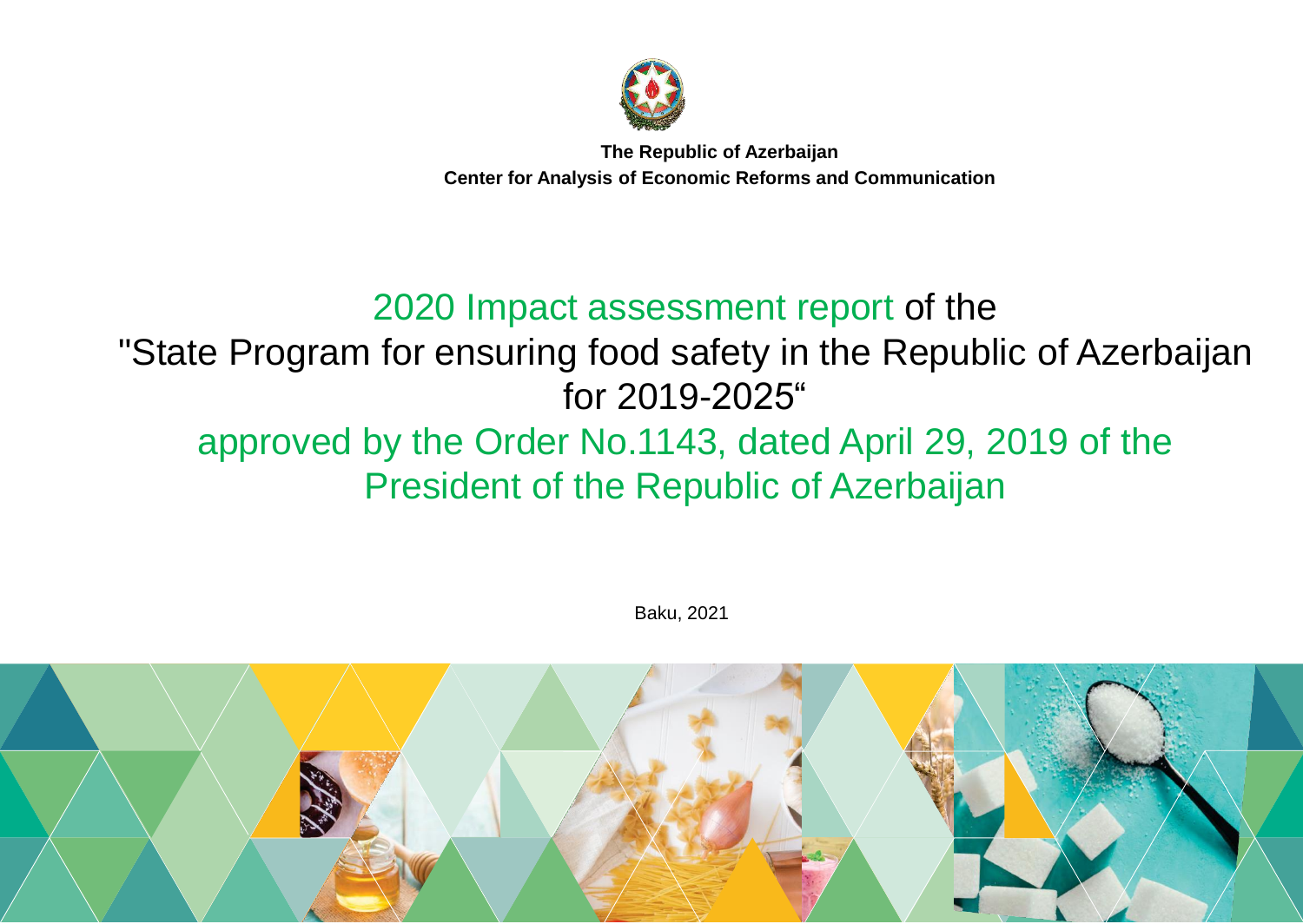**The Republic of Azerbaijan**
**Center for Analysis of Economic Reforms and Communication**

# 2020 Impact assessment report of the "State Program for ensuring food safety in the Republic of Azerbaijan for 2019-2025" approved by the Order No.1143, dated April 29, 2019 of the President of the Republic of Azerbaijan

Baku, 2021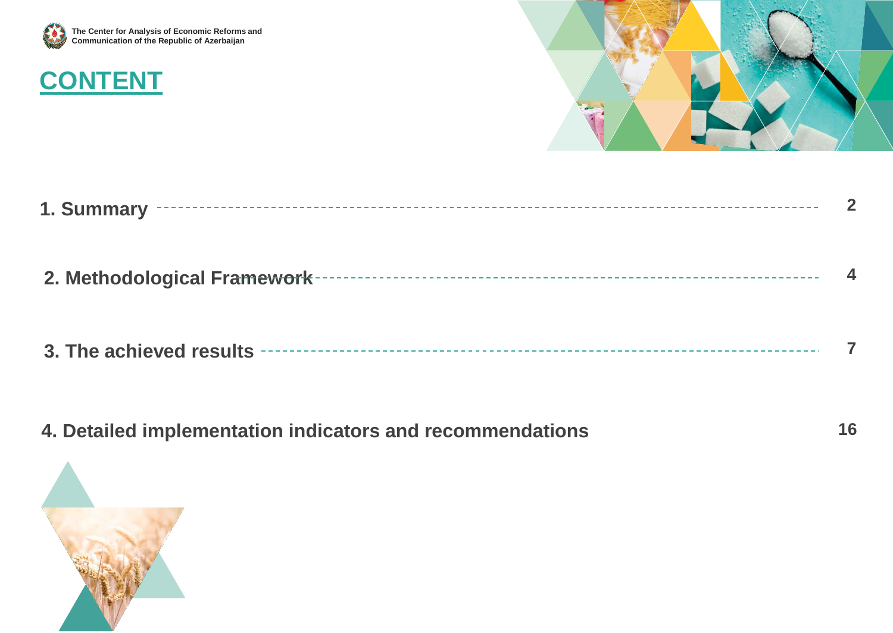# CONTENT

1. Summary ---------- 2

2. Methodological Framework ---------- 4

3. The achieved results ---------- 7

4. Detailed implementation indicators and recommendations 16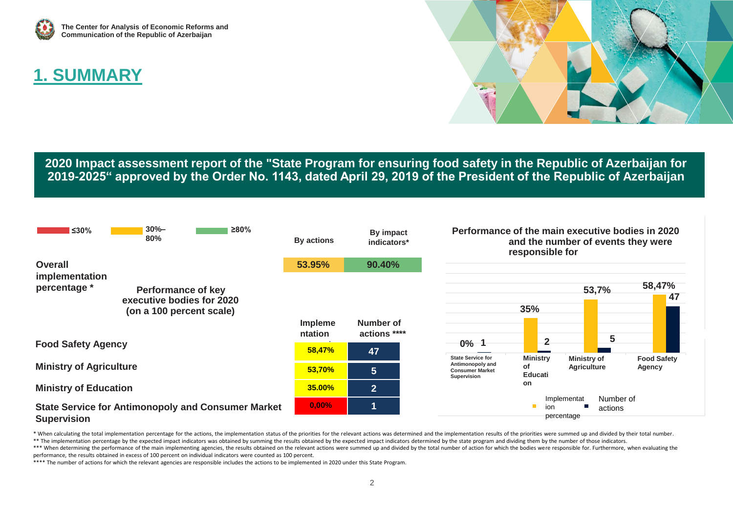# 1. SUMMARY

## 2020 Impact assessment report of the "State Program for ensuring food safety in the Republic of Azerbaijan for 2019-2025“ approved by the Order No. 1143, dated April 29, 2019 of the President of the Republic of Azerbaijan

Legend: ≤30% | 30%–80% | ≥80%

| | By actions | By impact indicators* |
|---|---|---|
| **Overall implementation percentage *** | 53.95% | 90.40% |

**Performance of key executive bodies for 2020 (on a 100 percent scale)**

| | Implementation | Number of actions **** |
|---|---|---|
| **Food Safety Agency** | 58,47% | 47 |
| **Ministry of Agriculture** | 53,70% | 5 |
| **Ministry of Education** | 35.00% | 2 |
| **State Service for Antimonopoly and Consumer Market Supervision** | 0,00% | 1 |

**Performance of the main executive bodies in 2020 and the number of events they were responsible for**

| | Implementation percentage | Number of actions |
|---|---|---|
| State Service for Antimonopoly and Consumer Market Supervision | 0% | 1 |
| Ministry of Education | 35% | 2 |
| Ministry of Agriculture | 53,7% | 5 |
| Food Safety Agency | 58,47% | 47 |

* When calculating the total implementation percentage for the actions, the implementation status of the priorities for the relevant actions was determined and the implementation results of the priorities were summed up and divided by their total number.

** The implementation percentage by the expected impact indicators was obtained by summing the results obtained by the expected impact indicators determined by the state program and dividing them by the number of those indicators.

*** When determining the performance of the main implementing agencies, the results obtained on the relevant actions were summed up and divided by the total number of action for which the bodies were responsible for. Furthermore, when evaluating the performance, the results obtained in excess of 100 percent on individual indicators were counted as 100 percent.

**** The number of actions for which the relevant agencies are responsible includes the actions to be implemented in 2020 under this State Program.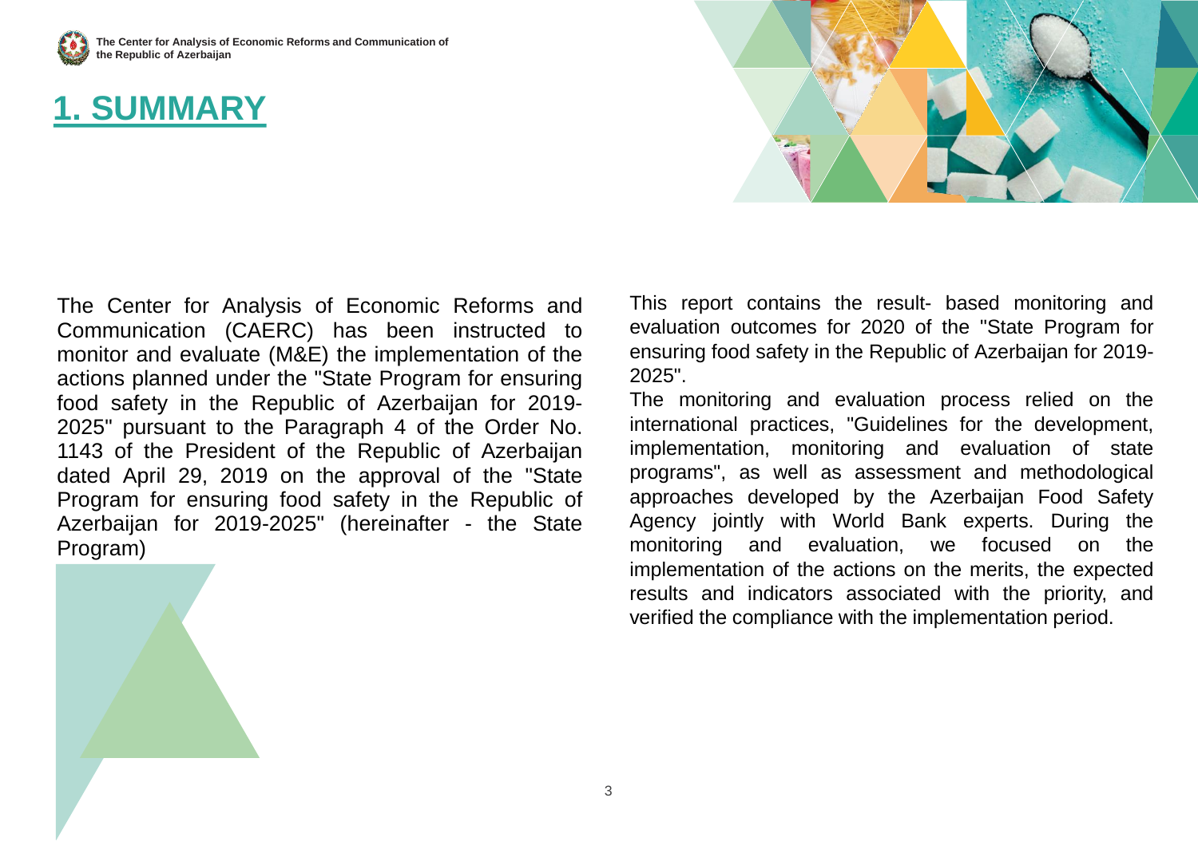# 1. SUMMARY

The Center for Analysis of Economic Reforms and Communication (CAERC) has been instructed to monitor and evaluate (M&E) the implementation of the actions planned under the "State Program for ensuring food safety in the Republic of Azerbaijan for 2019-2025" pursuant to the Paragraph 4 of the Order No. 1143 of the President of the Republic of Azerbaijan dated April 29, 2019 on the approval of the "State Program for ensuring food safety in the Republic of Azerbaijan for 2019-2025" (hereinafter - the State Program)

This report contains the result- based monitoring and evaluation outcomes for 2020 of the "State Program for ensuring food safety in the Republic of Azerbaijan for 2019-2025".

The monitoring and evaluation process relied on the international practices, "Guidelines for the development, implementation, monitoring and evaluation of state programs", as well as assessment and methodological approaches developed by the Azerbaijan Food Safety Agency jointly with World Bank experts. During the monitoring and evaluation, we focused on the implementation of the actions on the merits, the expected results and indicators associated with the priority, and verified the compliance with the implementation period.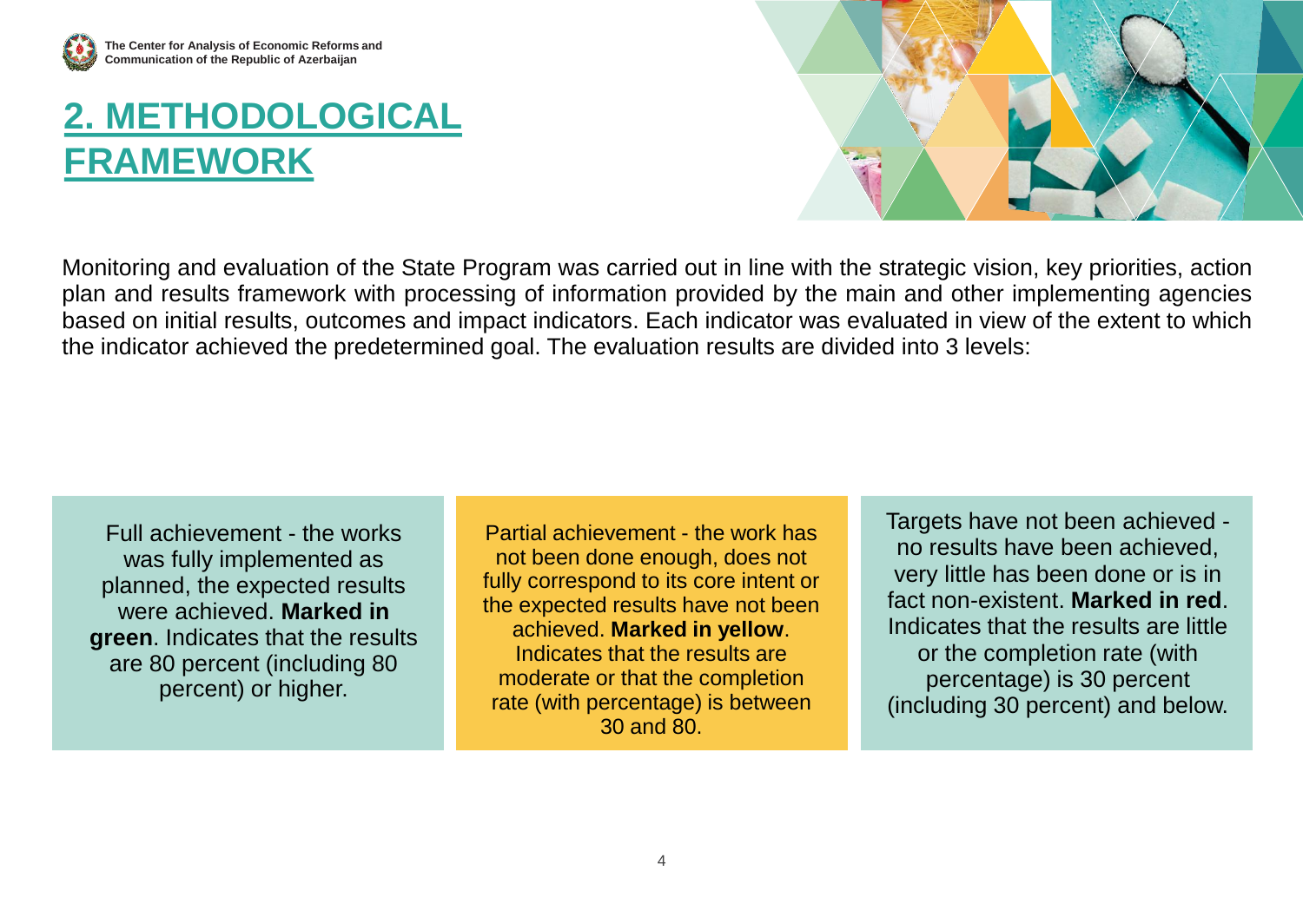# 2. METHODOLOGICAL FRAMEWORK

Monitoring and evaluation of the State Program was carried out in line with the strategic vision, key priorities, action plan and results framework with processing of information provided by the main and other implementing agencies based on initial results, outcomes and impact indicators. Each indicator was evaluated in view of the extent to which the indicator achieved the predetermined goal. The evaluation results are divided into 3 levels:

Full achievement - the works was fully implemented as planned, the expected results were achieved. **Marked in green**. Indicates that the results are 80 percent (including 80 percent) or higher.

Partial achievement - the work has not been done enough, does not fully correspond to its core intent or the expected results have not been achieved. **Marked in yellow**. Indicates that the results are moderate or that the completion rate (with percentage) is between 30 and 80.

Targets have not been achieved - no results have been achieved, very little has been done or is in fact non-existent. **Marked in red**. Indicates that the results are little or the completion rate (with percentage) is 30 percent (including 30 percent) and below.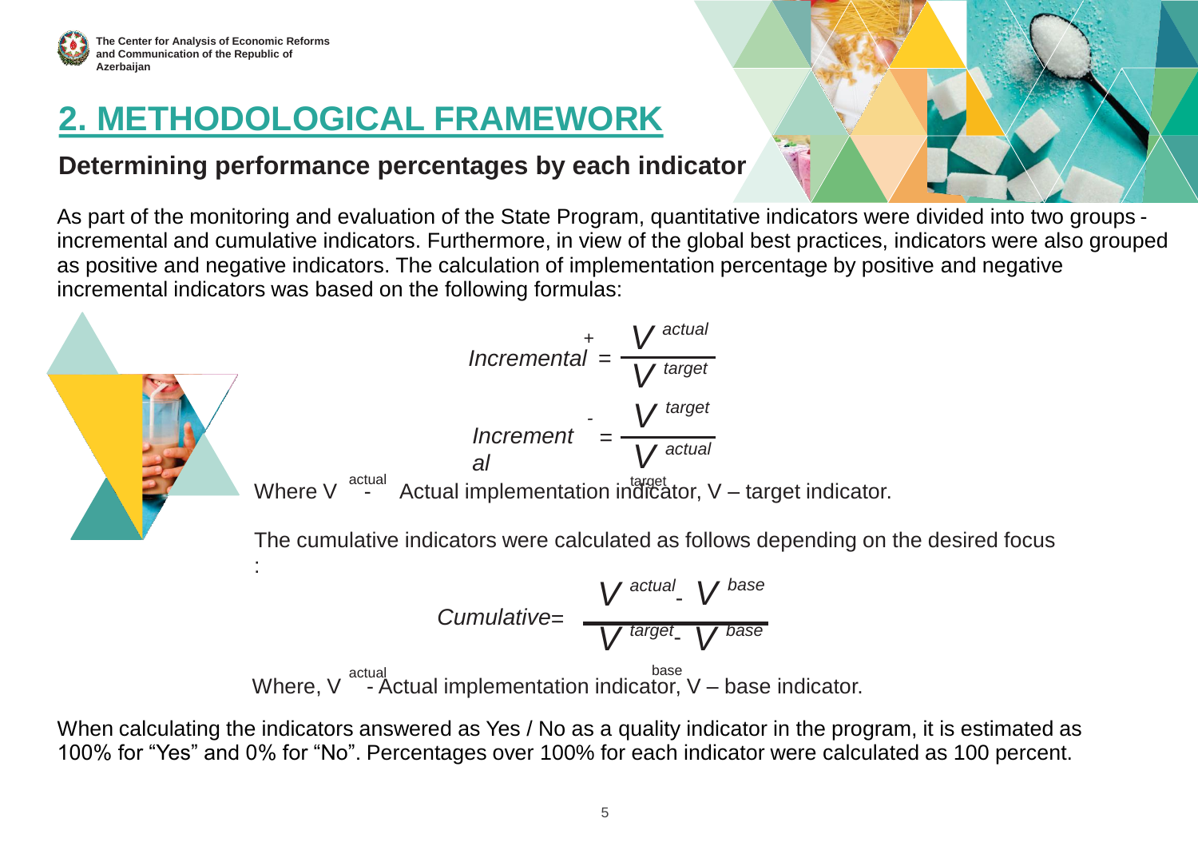# 2. METHODOLOGICAL FRAMEWORK

## Determining performance percentages by each indicator

As part of the monitoring and evaluation of the State Program, quantitative indicators were divided into two groups - incremental and cumulative indicators. Furthermore, in view of the global best practices, indicators were also grouped as positive and negative indicators. The calculation of implementation percentage by positive and negative incremental indicators was based on the following formulas:

$$Incremental^{+} = \frac{V^{actual}}{V^{target}}$$

$$Incremental^{-} = \frac{V^{target}}{V^{actual}}$$

Where $V^{actual}$ - Actual implementation indicator, $V^{target}$ – target indicator.

The cumulative indicators were calculated as follows depending on the desired focus:

$$Cumulative = \frac{V^{actual} - V^{base}}{V^{target} - V^{base}}$$

Where, $V^{actual}$ - Actual implementation indicator, $V^{base}$ – base indicator.

When calculating the indicators answered as Yes / No as a quality indicator in the program, it is estimated as 100% for “Yes” and 0% for “No”. Percentages over 100% for each indicator were calculated as 100 percent.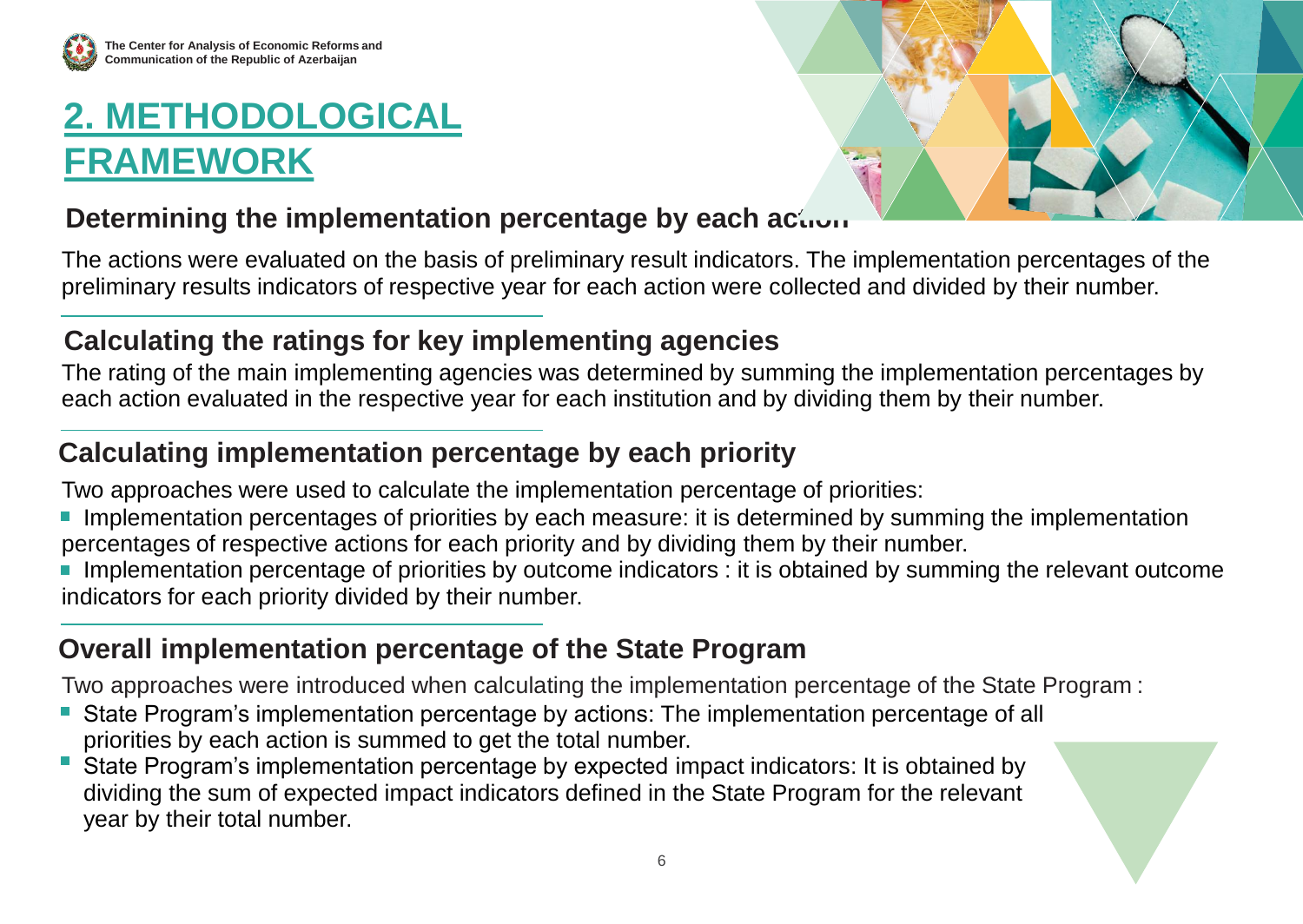# 2. METHODOLOGICAL FRAMEWORK

### Determining the implementation percentage by each action

The actions were evaluated on the basis of preliminary result indicators. The implementation percentages of the preliminary results indicators of respective year for each action were collected and divided by their number.

### Calculating the ratings for key implementing agencies

The rating of the main implementing agencies was determined by summing the implementation percentages by each action evaluated in the respective year for each institution and by dividing them by their number.

### Calculating implementation percentage by each priority

Two approaches were used to calculate the implementation percentage of priorities:

- Implementation percentages of priorities by each measure: it is determined by summing the implementation percentages of respective actions for each priority and by dividing them by their number.
- Implementation percentage of priorities by outcome indicators : it is obtained by summing the relevant outcome indicators for each priority divided by their number.

### Overall implementation percentage of the State Program

Two approaches were introduced when calculating the implementation percentage of the State Program :

- State Program's implementation percentage by actions: The implementation percentage of all priorities by each action is summed to get the total number.
- State Program's implementation percentage by expected impact indicators: It is obtained by dividing the sum of expected impact indicators defined in the State Program for the relevant year by their total number.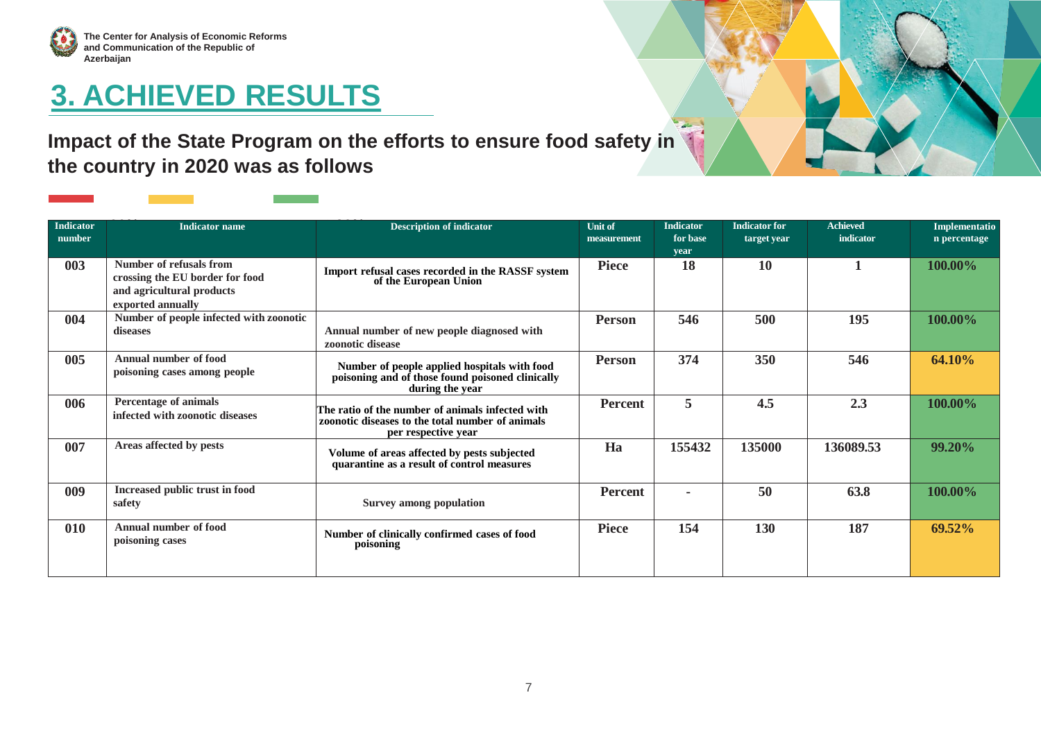# 3. ACHIEVED RESULTS

**Impact of the State Program on the efforts to ensure food safety in the country in 2020 was as follows**

| Indicator number | Indicator name | Description of indicator | Unit of measurement | Indicator for base year | Indicator for target year | Achieved indicator | Implementation percentage |
|---|---|---|---|---|---|---|---|
| 003 | Number of refusals from crossing the EU border for food and agricultural products exported annually | Import refusal cases recorded in the RASSF system of the European Union | Piece | 18 | 10 | 1 | 100.00% |
| 004 | Number of people infected with zoonotic diseases | Annual number of new people diagnosed with zoonotic disease | Person | 546 | 500 | 195 | 100.00% |
| 005 | Annual number of food poisoning cases among people | Number of people applied hospitals with food poisoning and of those found poisoned clinically during the year | Person | 374 | 350 | 546 | 64.10% |
| 006 | Percentage of animals infected with zoonotic diseases | The ratio of the number of animals infected with zoonotic diseases to the total number of animals per respective year | Percent | 5 | 4.5 | 2.3 | 100.00% |
| 007 | Areas affected by pests | Volume of areas affected by pests subjected quarantine as a result of control measures | Ha | 155432 | 135000 | 136089.53 | 99.20% |
| 009 | Increased public trust in food safety | Survey among population | Percent | - | 50 | 63.8 | 100.00% |
| 010 | Annual number of food poisoning cases | Number of clinically confirmed cases of food poisoning | Piece | 154 | 130 | 187 | 69.52% |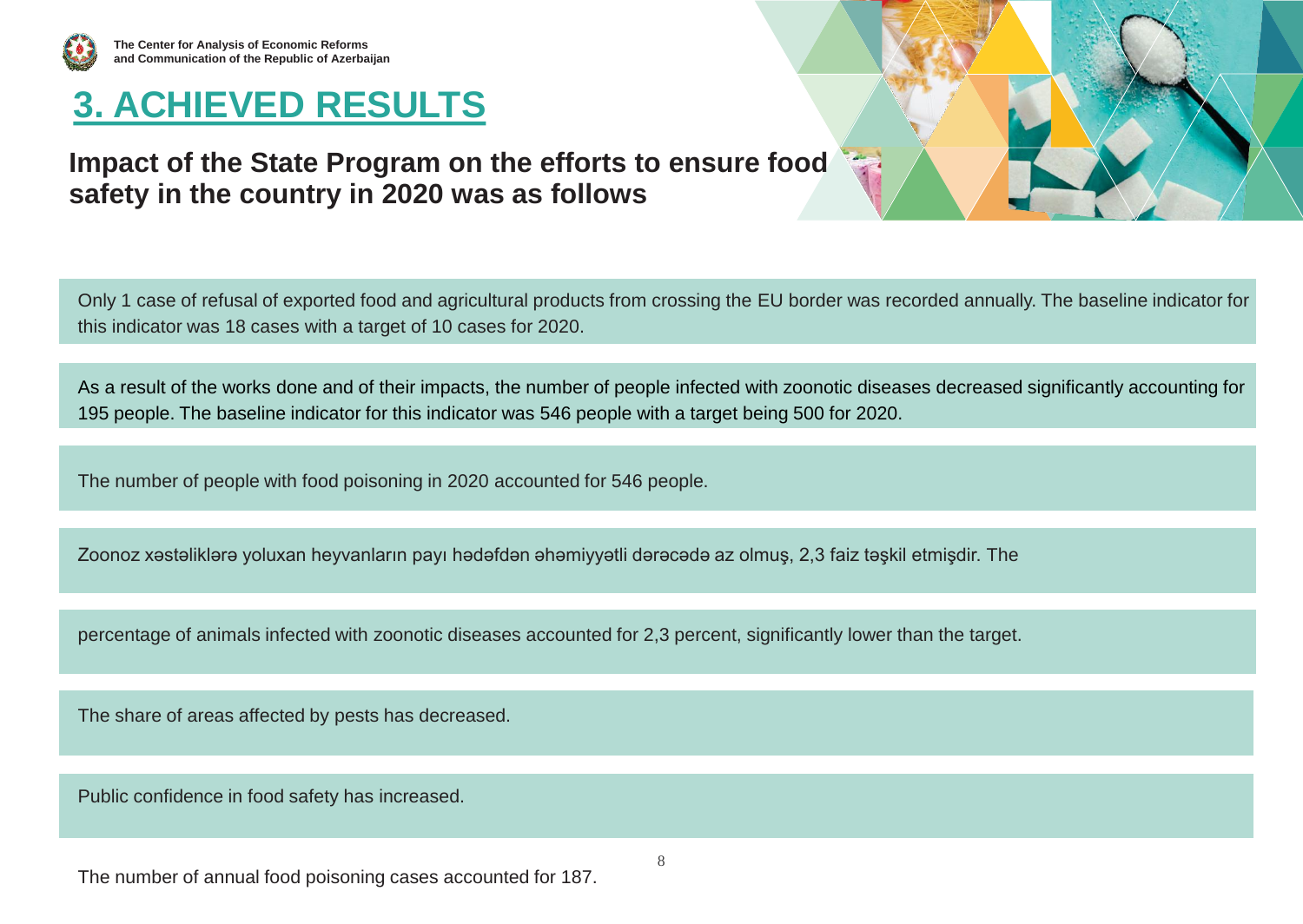# 3. ACHIEVED RESULTS

## Impact of the State Program on the efforts to ensure food safety in the country in 2020 was as follows

Only 1 case of refusal of exported food and agricultural products from crossing the EU border was recorded annually. The baseline indicator for this indicator was 18 cases with a target of 10 cases for 2020.

As a result of the works done and of their impacts, the number of people infected with zoonotic diseases decreased significantly accounting for 195 people. The baseline indicator for this indicator was 546 people with a target being 500 for 2020.

The number of people with food poisoning in 2020 accounted for 546 people.

Zoonoz xəstəliklərə yoluxan heyvanların payı hədəfdən əhəmiyyətli dərəcədə az olmuş, 2,3 faiz təşkil etmişdir. The

percentage of animals infected with zoonotic diseases accounted for 2,3 percent, significantly lower than the target.

The share of areas affected by pests has decreased.

Public confidence in food safety has increased.

The number of annual food poisoning cases accounted for 187.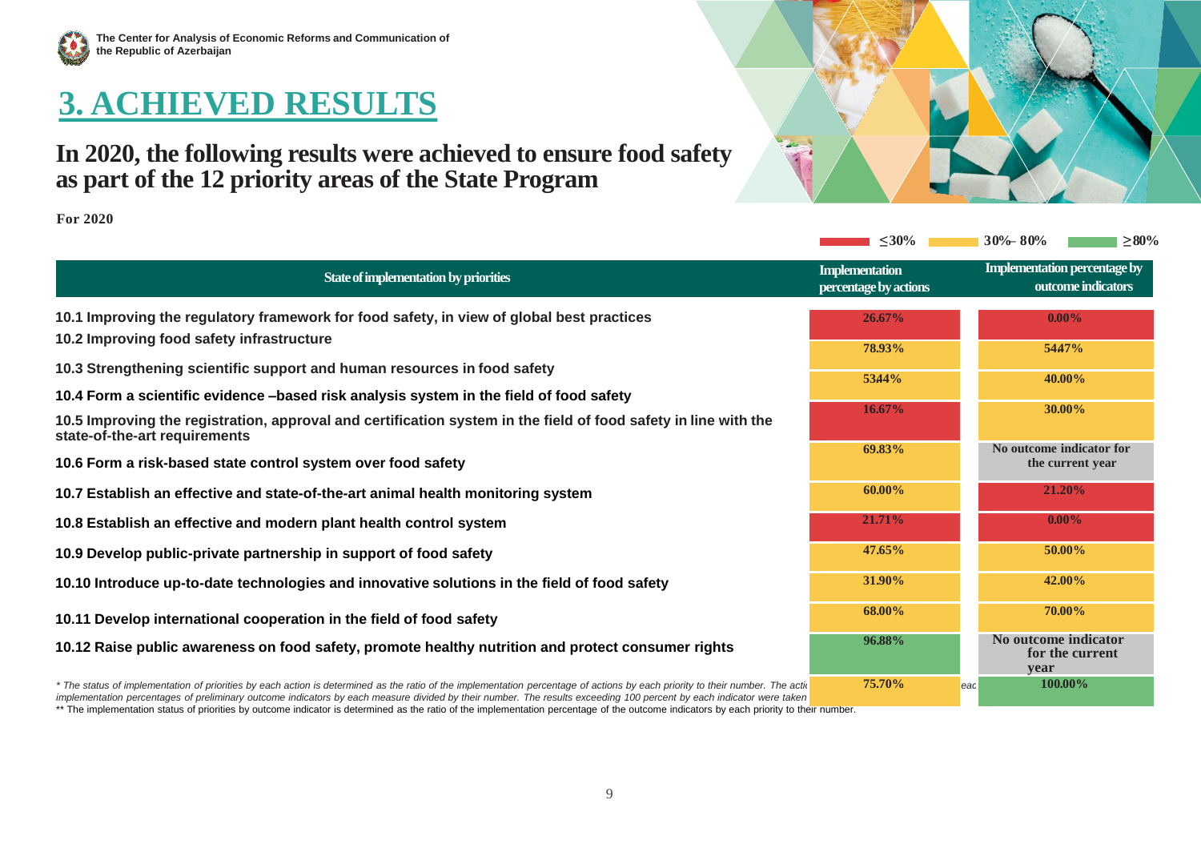The Center for Analysis of Economic Reforms and Communication of the Republic of Azerbaijan

# 3. ACHIEVED RESULTS

## In 2020, the following results were achieved to ensure food safety as part of the 12 priority areas of the State Program

**For 2020**

≤30% | 30%– 80% | ≥80%

| State of implementation by priorities | Implementation percentage by actions | Implementation percentage by outcome indicators |
|---|---|---|
| 10.1 Improving the regulatory framework for food safety, in view of global best practices | 26.67% | 0.00% |
| 10.2 Improving food safety infrastructure | 78.93% | 5447% |
| 10.3 Strengthening scientific support and human resources in food safety | 5344% | 40.00% |
| 10.4 Form a scientific evidence –based risk analysis system in the field of food safety | 16.67% | 30.00% |
| 10.5 Improving the registration, approval and certification system in the field of food safety in line with the state-of-the-art requirements | 69.83% | No outcome indicator for the current year |
| 10.6 Form a risk-based state control system over food safety | 60.00% | 21.20% |
| 10.7 Establish an effective and state-of-the-art animal health monitoring system | 21.71% | 0.00% |
| 10.8 Establish an effective and modern plant health control system | 47.65% | 50.00% |
| 10.9 Develop public-private partnership in support of food safety | 31.90% | 42.00% |
| 10.10 Introduce up-to-date technologies and innovative solutions in the field of food safety | 68.00% | 70.00% |
| 10.11 Develop international cooperation in the field of food safety | 96.88% | No outcome indicator for the current year |
| 10.12 Raise public awareness on food safety, promote healthy nutrition and protect consumer rights | 75.70% | 100.00% |

*\* The status of implementation of priorities by each action is determined as the ratio of the implementation percentage of actions by each priority to their number. The acti... eac... implementation percentages of preliminary outcome indicators by each measure divided by their number. The results exceeding 100 percent by each indicator were taken*

** The implementation status of priorities by outcome indicator is determined as the ratio of the implementation percentage of the outcome indicators by each priority to their number.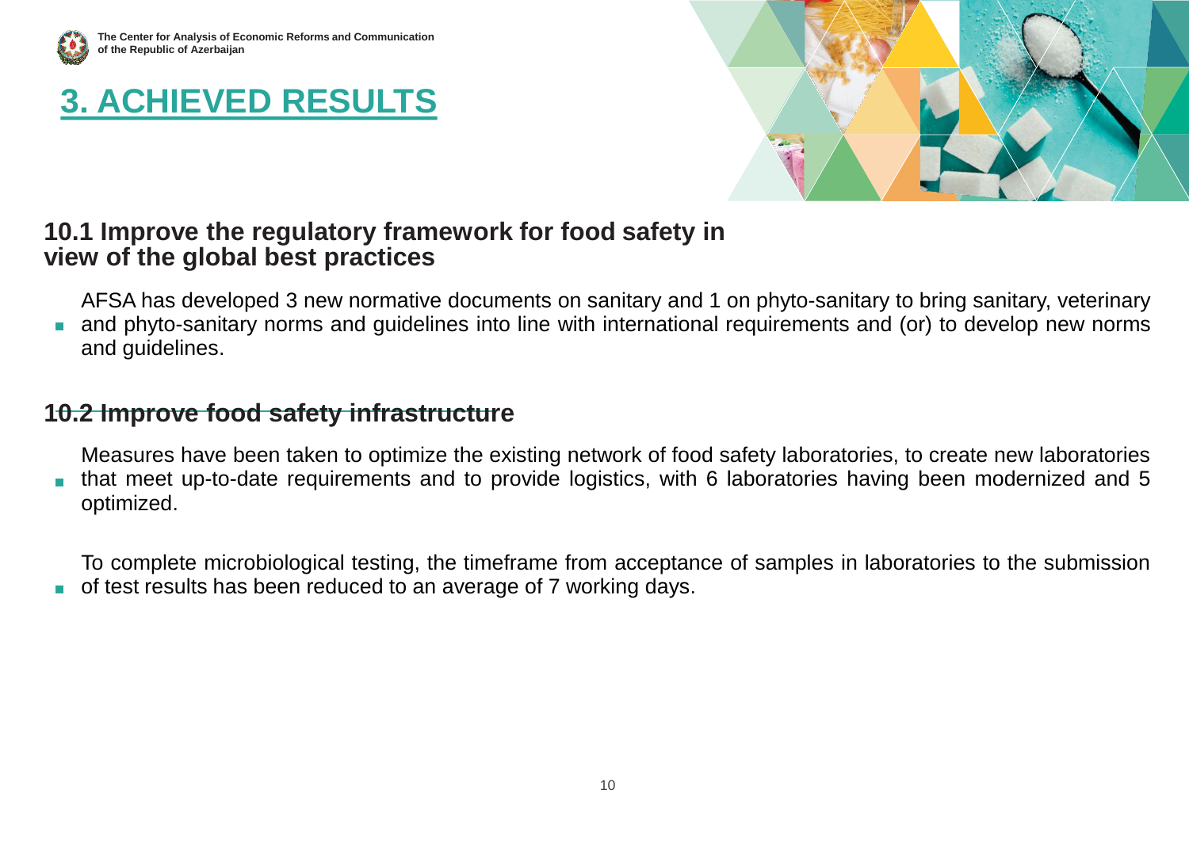# 3. ACHIEVED RESULTS

### 10.1 Improve the regulatory framework for food safety in view of the global best practices

- AFSA has developed 3 new normative documents on sanitary and 1 on phyto-sanitary to bring sanitary, veterinary and phyto-sanitary norms and guidelines into line with international requirements and (or) to develop new norms and guidelines.

### 10.2 Improve food safety infrastructure

- Measures have been taken to optimize the existing network of food safety laboratories, to create new laboratories that meet up-to-date requirements and to provide logistics, with 6 laboratories having been modernized and 5 optimized.

- To complete microbiological testing, the timeframe from acceptance of samples in laboratories to the submission of test results has been reduced to an average of 7 working days.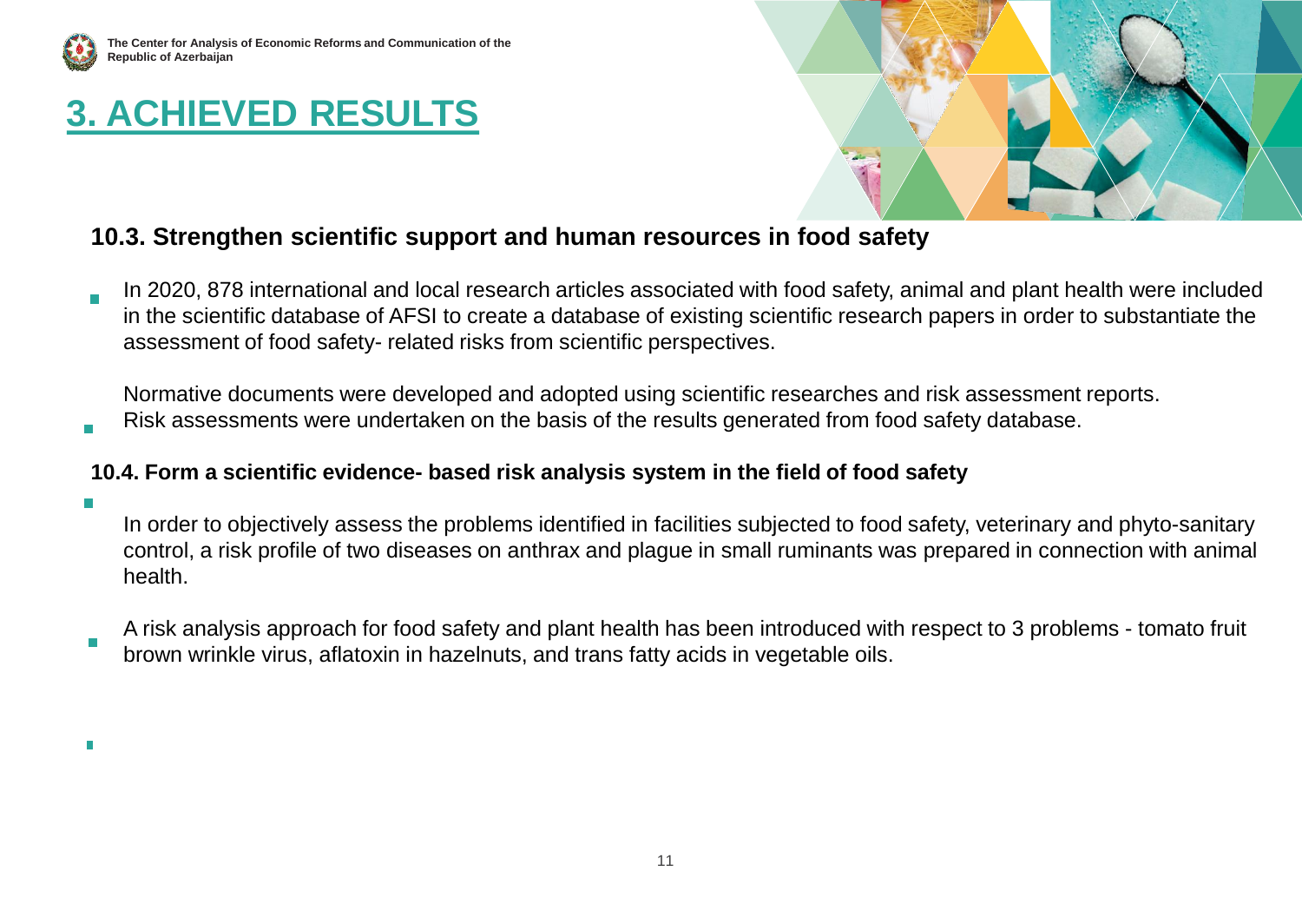# 3. ACHIEVED RESULTS

## 10.3. Strengthen scientific support and human resources in food safety

- In 2020, 878 international and local research articles associated with food safety, animal and plant health were included in the scientific database of AFSI to create a database of existing scientific research papers in order to substantiate the assessment of food safety- related risks from scientific perspectives.

- Normative documents were developed and adopted using scientific researches and risk assessment reports. Risk assessments were undertaken on the basis of the results generated from food safety database.

## 10.4. Form a scientific evidence- based risk analysis system in the field of food safety

- In order to objectively assess the problems identified in facilities subjected to food safety, veterinary and phyto-sanitary control, a risk profile of two diseases on anthrax and plague in small ruminants was prepared in connection with animal health.

- A risk analysis approach for food safety and plant health has been introduced with respect to 3 problems - tomato fruit brown wrinkle virus, aflatoxin in hazelnuts, and trans fatty acids in vegetable oils.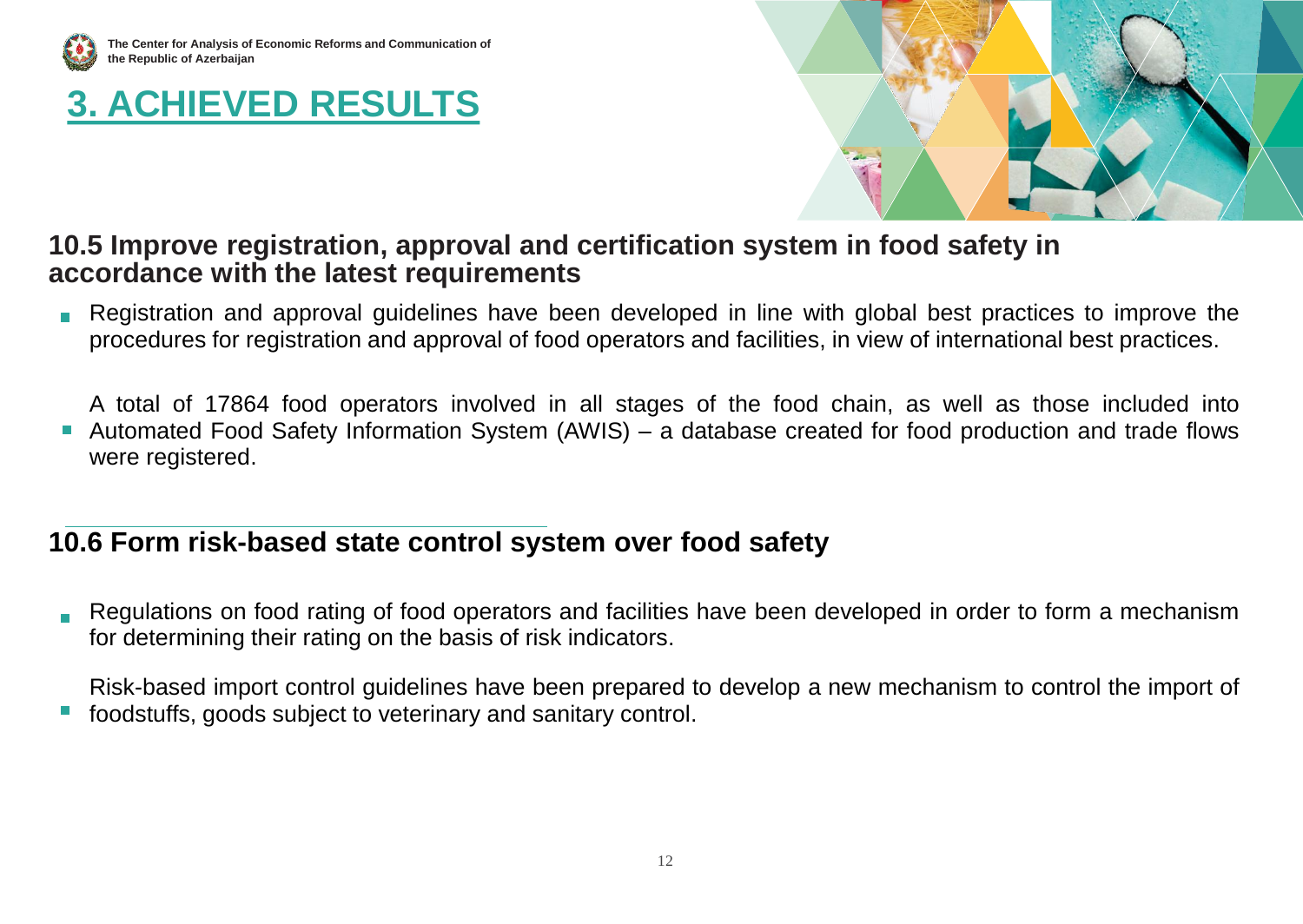# 3. ACHIEVED RESULTS

## 10.5 Improve registration, approval and certification system in food safety in accordance with the latest requirements

- Registration and approval guidelines have been developed in line with global best practices to improve the procedures for registration and approval of food operators and facilities, in view of international best practices.
- A total of 17864 food operators involved in all stages of the food chain, as well as those included into Automated Food Safety Information System (AWIS) – a database created for food production and trade flows were registered.

## 10.6 Form risk-based state control system over food safety

- Regulations on food rating of food operators and facilities have been developed in order to form a mechanism for determining their rating on the basis of risk indicators.
- Risk-based import control guidelines have been prepared to develop a new mechanism to control the import of foodstuffs, goods subject to veterinary and sanitary control.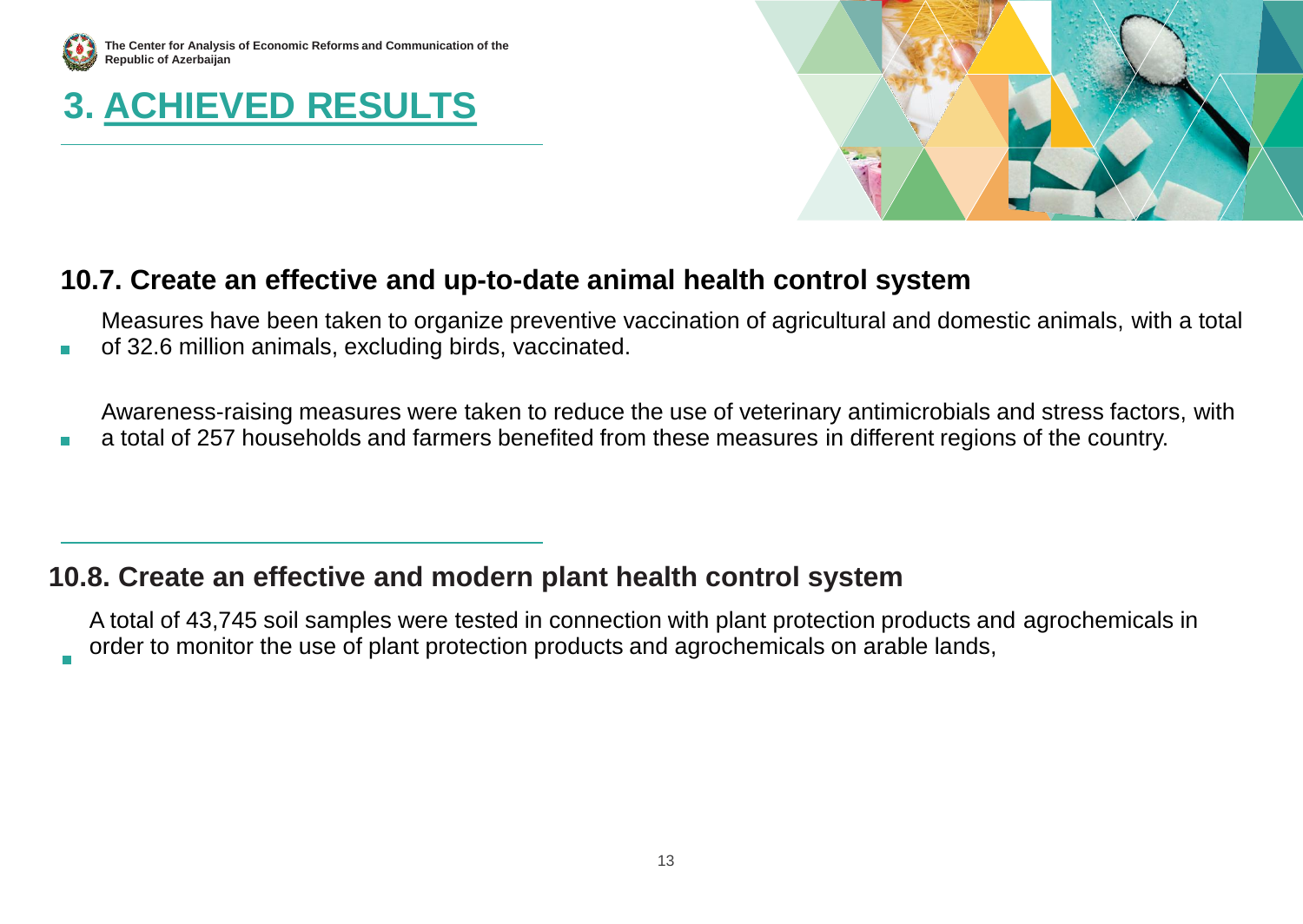# 3. ACHIEVED RESULTS

## 10.7. Create an effective and up-to-date animal health control system

- Measures have been taken to organize preventive vaccination of agricultural and domestic animals, with a total of 32.6 million animals, excluding birds, vaccinated.
- Awareness-raising measures were taken to reduce the use of veterinary antimicrobials and stress factors, with a total of 257 households and farmers benefited from these measures in different regions of the country.

## 10.8. Create an effective and modern plant health control system

- A total of 43,745 soil samples were tested in connection with plant protection products and agrochemicals in order to monitor the use of plant protection products and agrochemicals on arable lands,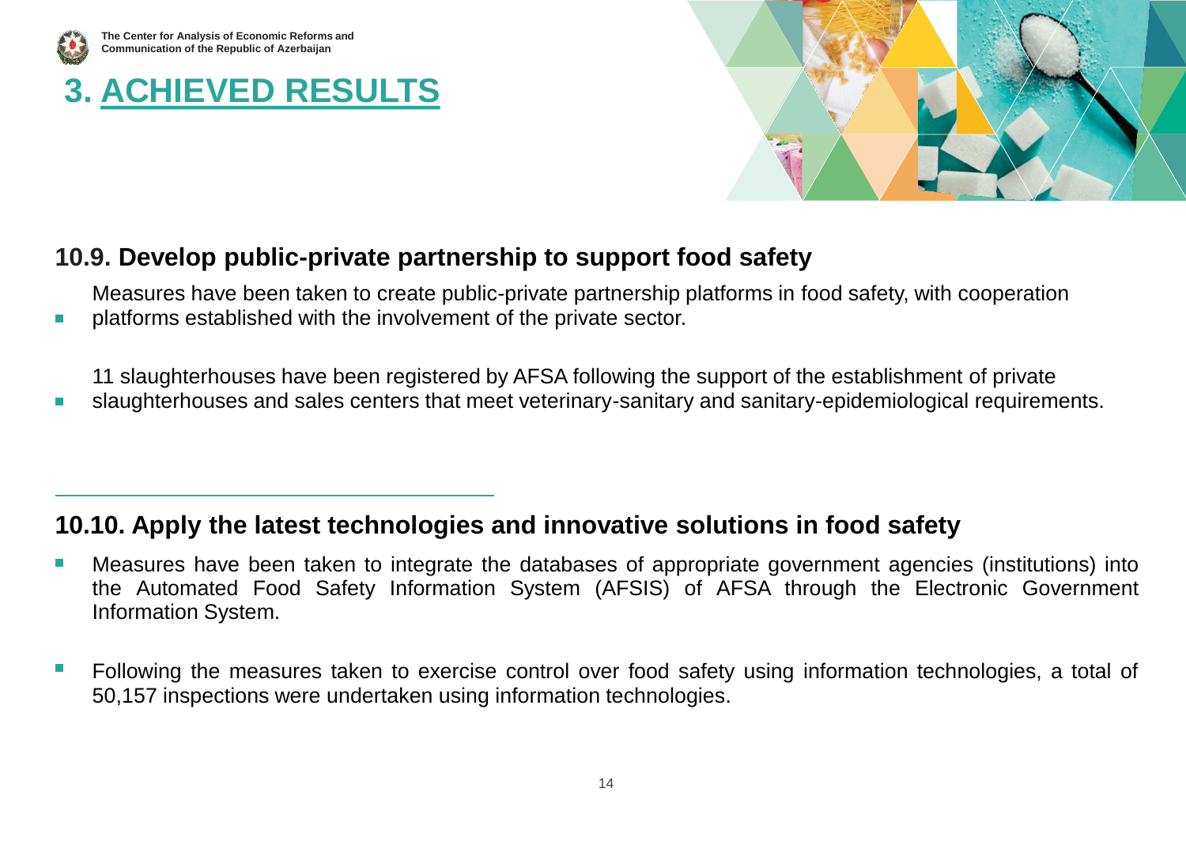## 3. ACHIEVED RESULTS

### 10.9. Develop public-private partnership to support food safety

- Measures have been taken to create public-private partnership platforms in food safety, with cooperation platforms established with the involvement of the private sector.
- 11 slaughterhouses have been registered by AFSA following the support of the establishment of private slaughterhouses and sales centers that meet veterinary-sanitary and sanitary-epidemiological requirements.

### 10.10. Apply the latest technologies and innovative solutions in food safety

- Measures have been taken to integrate the databases of appropriate government agencies (institutions) into the Automated Food Safety Information System (AFSIS) of AFSA through the Electronic Government Information System.
- Following the measures taken to exercise control over food safety using information technologies, a total of 50,157 inspections were undertaken using information technologies.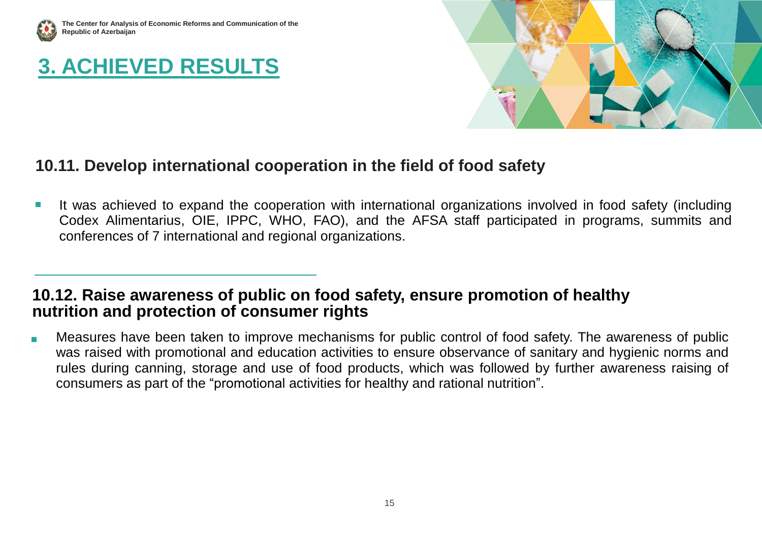# 3. ACHIEVED RESULTS

## 10.11. Develop international cooperation in the field of food safety

- It was achieved to expand the cooperation with international organizations involved in food safety (including Codex Alimentarius, OIE, IPPC, WHO, FAO), and the AFSA staff participated in programs, summits and conferences of 7 international and regional organizations.

## 10.12. Raise awareness of public on food safety, ensure promotion of healthy nutrition and protection of consumer rights

- Measures have been taken to improve mechanisms for public control of food safety. The awareness of public was raised with promotional and education activities to ensure observance of sanitary and hygienic norms and rules during canning, storage and use of food products, which was followed by further awareness raising of consumers as part of the “promotional activities for healthy and rational nutrition”.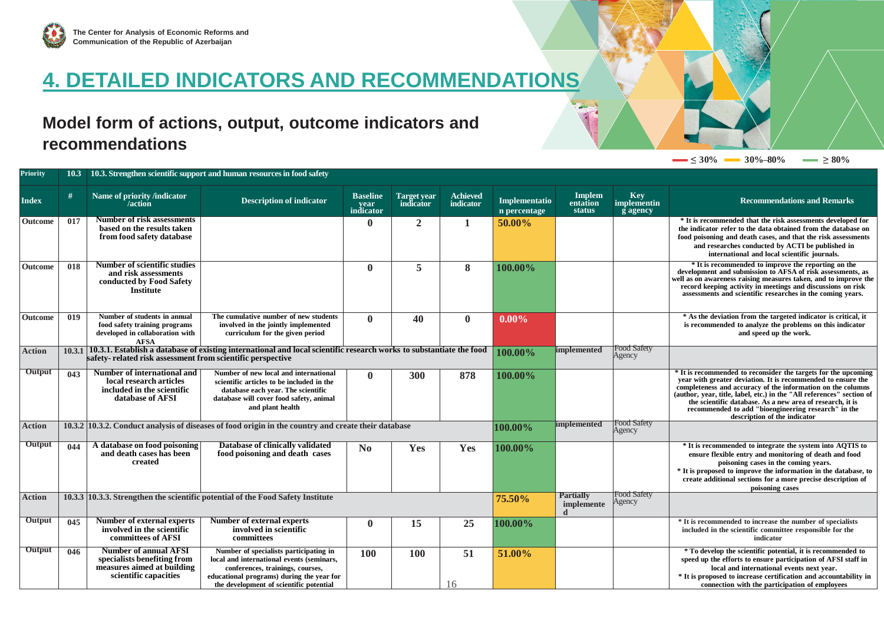# 4. DETAILED INDICATORS AND RECOMMENDATIONS

## Model form of actions, output, outcome indicators and recommendations

≤ 30% | 30%–80% | ≥ 80%

| Priority | 10.3 | 10.3. Strengthen scientific support and human resources in food safety | | | | | | | | |
|---|---|---|---|---|---|---|---|---|---|---|
| **Index** | **#** | **Name of priority /indicator /action** | **Description of indicator** | **Baseline year indicator** | **Target year indicator** | **Achieved indicator** | **Implementation percentage** | **Implementation status** | **Key implementing agency** | **Recommendations and Remarks** |
| Outcome | 017 | Number of risk assessments based on the results taken from food safety database | | 0 | 2 | 1 | 50.00% | | | * It is recommended that the risk assessments developed for the indicator refer to the data obtained from the database on food poisoning and death cases, and that the risk assessments and researches conducted by ACTI be published in international and local scientific journals. |
| Outcome | 018 | Number of scientific studies and risk assessments conducted by Food Safety Institute | | 0 | 5 | 8 | 100.00% | | | * It is recommended to improve the reporting on the development and submission to AFSA of risk assessments, as well as on awareness raising measures taken, and to improve the record keeping activity in meetings and discussions on risk assessments and scientific researches in the coming years. |
| Outcome | 019 | Number of students in annual food safety training programs developed in collaboration with AFSA | The cumulative number of new students involved in the jointly implemented curriculum for the given period | 0 | 40 | 0 | 0.00% | | | * As the deviation from the targeted indicator is critical, it is recommended to analyze the problems on this indicator and speed up the work. |
| Action | 10.3.1 | 10.3.1. Establish a database of existing international and local scientific research works to substantiate the food safety- related risk assessment from scientific perspective | | | | | 100.00% | implemented | Food Safety Agency | |
| Output | 043 | Number of international and local research articles included in the scientific database of AFSI | Number of new local and international scientific articles to be included in the database each year. The scientific database will cover food safety, animal and plant health | 0 | 300 | 878 | 100.00% | | | * It is recommended to reconsider the targets for the upcoming year with greater deviation. It is recommended to ensure the completeness and accuracy of the information on the columns (author, year, title, label, etc.) in the "All references" section of the scientific database. As a new area of research, it is recommended to add "bioengineering research" in the description of the indicator |
| Action | 10.3.2 | 10.3.2. Conduct analysis of diseases of food origin in the country and create their database | | | | | 100.00% | implemented | Food Safety Agency | |
| Output | 044 | A database on food poisoning and death cases has been created | Database of clinically validated food poisoning and death cases | No | Yes | Yes | 100.00% | | | * It is recommended to integrate the system into AQTIS to ensure flexible entry and monitoring of death and food poisoning cases in the coming years.<br>* It is proposed to improve the information in the database, to create additional sections for a more precise description of poisoning cases |
| Action | 10.3.3 | 10.3.3. Strengthen the scientific potential of the Food Safety Institute | | | | | 75.50% | Partially implemented | Food Safety Agency | |
| Output | 045 | Number of external experts involved in the scientific committees of AFSI | Number of external experts involved in scientific committees | 0 | 15 | 25 | 100.00% | | | * It is recommended to increase the number of specialists included in the scientific committee responsible for the indicator |
| Output | 046 | Number of annual AFSI specialists benefiting from measures aimed at building scientific capacities | Number of specialists participating in local and international events (seminars, conferences, trainings, courses, educational programs) during the year for the development of scientific potential | 100 | 100 | 51 | 51.00% | | | * To develop the scientific potential, it is recommended to speed up the efforts to ensure participation of AFSI staff in local and international events next year.<br>* It is proposed to increase certification and accountability in connection with the participation of employees |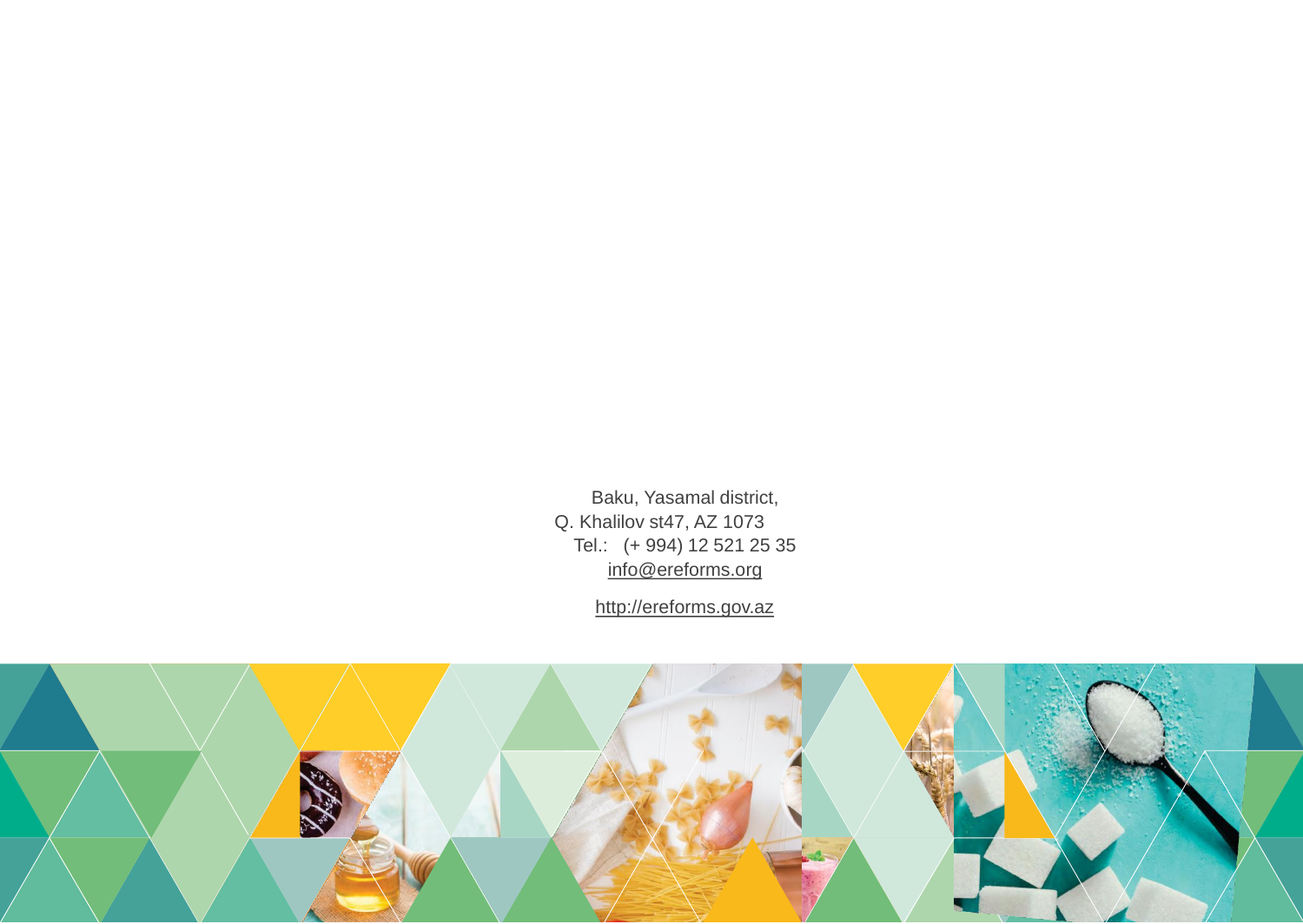Baku, Yasamal district,
Q. Khalilov st47, AZ 1073
Tel.: (+ 994) 12 521 25 35
info@ereforms.org

http://ereforms.gov.az